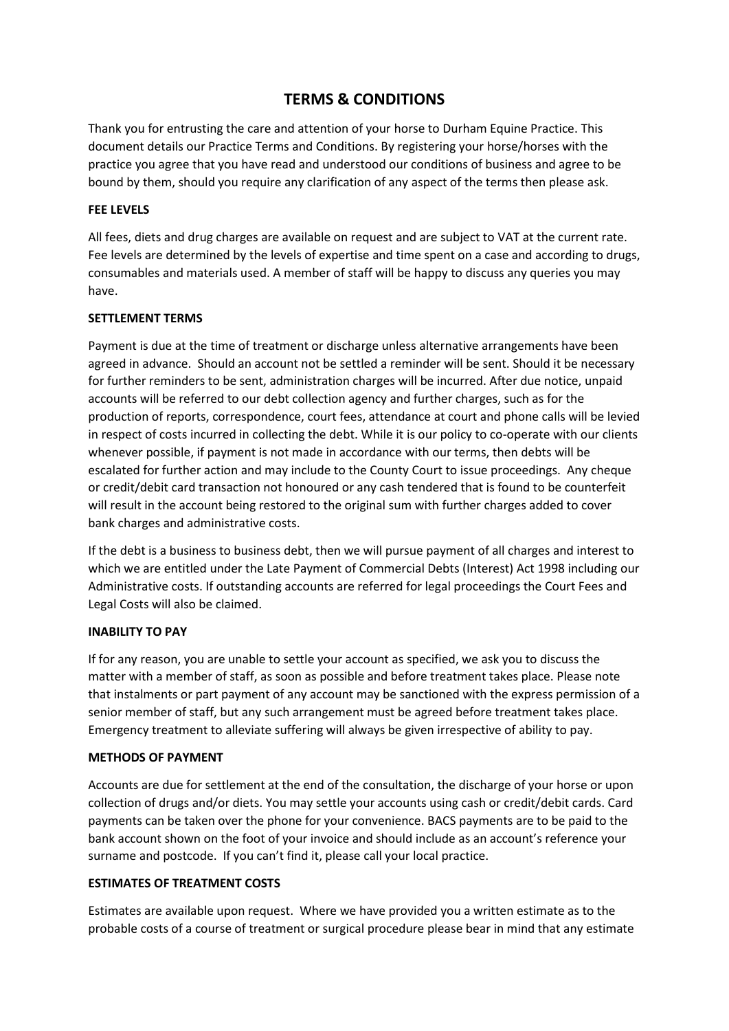# TERMS & CONDITIONS

Thank you for entrusting the care and attention of your horse to Durham Equine Practice. This document details our Practice Terms and Conditions. By registering your horse/horses with the practice you agree that you have read and understood our conditions of business and agree to be bound by them, should you require any clarification of any aspect of the terms then please ask.

**FEE LEVELS**

All fees, diets and drug charges are available on request and are subject to VAT at the current rate. Fee levels are determined by the levels of expertise and time spent on a case and according to drugs, consumables and materials used. A member of staff will be happy to discuss any queries you may have.

**SETTLEMENT TERMS**

Payment is due at the time of treatment or discharge unless alternative arrangements have been agreed in advance. Should an account not be settled a reminder will be sent. Should it be necessary for further reminders to be sent, administration charges will be incurred. After due notice, unpaid accounts will be referred to our debt collection agency and further charges, such as for the production of reports, correspondence, court fees, attendance at court and phone calls will be levied in respect of costs incurred in collecting the debt. While it is our policy to co-operate with our clients whenever possible, if payment is not made in accordance with our terms, then debts will be escalated for further action and may include to the County Court to issue proceedings. Any cheque or credit/debit card transaction not honoured or any cash tendered that is found to be counterfeit will result in the account being restored to the original sum with further charges added to cover bank charges and administrative costs.

If the debt is a business to business debt, then we will pursue payment of all charges and interest to which we are entitled under the Late Payment of Commercial Debts (Interest) Act 1998 including our Administrative costs. If outstanding accounts are referred for legal proceedings the Court Fees and Legal Costs will also be claimed.

**INABILITY TO PAY**

If for any reason, you are unable to settle your account as specified, we ask you to discuss the matter with a member of staff, as soon as possible and before treatment takes place. Please note that instalments or part payment of any account may be sanctioned with the express permission of a senior member of staff, but any such arrangement must be agreed before treatment takes place. Emergency treatment to alleviate suffering will always be given irrespective of ability to pay.

**METHODS OF PAYMENT**

Accounts are due for settlement at the end of the consultation, the discharge of your horse or upon collection of drugs and/or diets. You may settle your accounts using cash or credit/debit cards. Card payments can be taken over the phone for your convenience. BACS payments are to be paid to the bank account shown on the foot of your invoice and should include as an account's reference your surname and postcode. If you can't find it, please call your local practice.

**ESTIMATES OF TREATMENT COSTS**

Estimates are available upon request. Where we have provided you a written estimate as to the probable costs of a course of treatment or surgical procedure please bear in mind that any estimate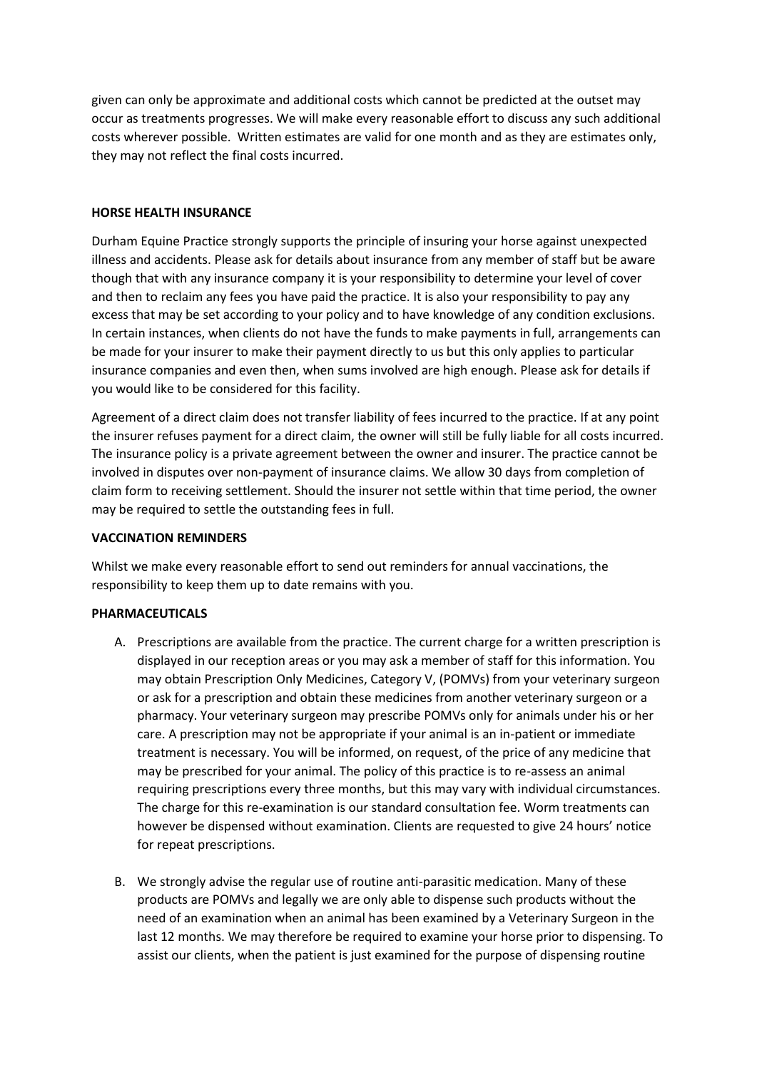given can only be approximate and additional costs which cannot be predicted at the outset may occur as treatments progresses. We will make every reasonable effort to discuss any such additional costs wherever possible. Written estimates are valid for one month and as they are estimates only, they may not reflect the final costs incurred.

**HORSE HEALTH INSURANCE**

Durham Equine Practice strongly supports the principle of insuring your horse against unexpected illness and accidents. Please ask for details about insurance from any member of staff but be aware though that with any insurance company it is your responsibility to determine your level of cover and then to reclaim any fees you have paid the practice. It is also your responsibility to pay any excess that may be set according to your policy and to have knowledge of any condition exclusions. In certain instances, when clients do not have the funds to make payments in full, arrangements can be made for your insurer to make their payment directly to us but this only applies to particular insurance companies and even then, when sums involved are high enough. Please ask for details if you would like to be considered for this facility.

Agreement of a direct claim does not transfer liability of fees incurred to the practice. If at any point the insurer refuses payment for a direct claim, the owner will still be fully liable for all costs incurred. The insurance policy is a private agreement between the owner and insurer. The practice cannot be involved in disputes over non-payment of insurance claims. We allow 30 days from completion of claim form to receiving settlement. Should the insurer not settle within that time period, the owner may be required to settle the outstanding fees in full.

**VACCINATION REMINDERS**

Whilst we make every reasonable effort to send out reminders for annual vaccinations, the responsibility to keep them up to date remains with you.

**PHARMACEUTICALS**

A. Prescriptions are available from the practice. The current charge for a written prescription is displayed in our reception areas or you may ask a member of staff for this information. You may obtain Prescription Only Medicines, Category V, (POMVs) from your veterinary surgeon or ask for a prescription and obtain these medicines from another veterinary surgeon or a pharmacy. Your veterinary surgeon may prescribe POMVs only for animals under his or her care. A prescription may not be appropriate if your animal is an in-patient or immediate treatment is necessary. You will be informed, on request, of the price of any medicine that may be prescribed for your animal. The policy of this practice is to re-assess an animal requiring prescriptions every three months, but this may vary with individual circumstances. The charge for this re-examination is our standard consultation fee. Worm treatments can however be dispensed without examination. Clients are requested to give 24 hours' notice for repeat prescriptions.

B. We strongly advise the regular use of routine anti-parasitic medication. Many of these products are POMVs and legally we are only able to dispense such products without the need of an examination when an animal has been examined by a Veterinary Surgeon in the last 12 months. We may therefore be required to examine your horse prior to dispensing. To assist our clients, when the patient is just examined for the purpose of dispensing routine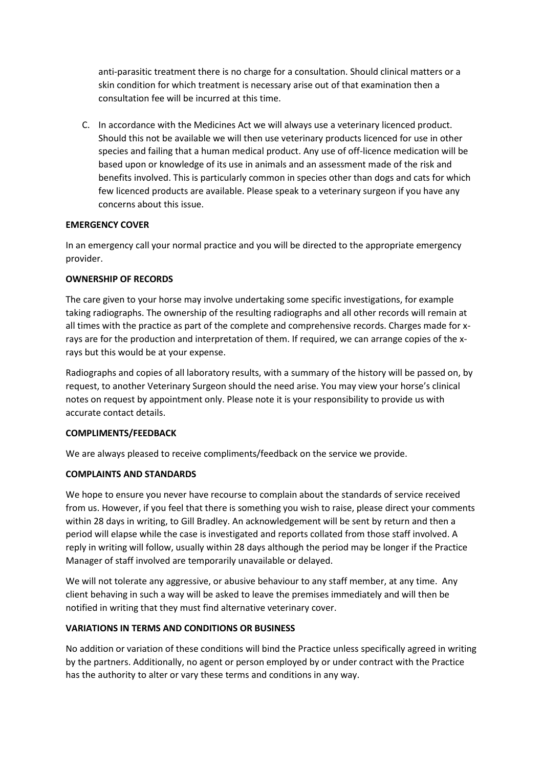anti-parasitic treatment there is no charge for a consultation. Should clinical matters or a skin condition for which treatment is necessary arise out of that examination then a consultation fee will be incurred at this time.

C. In accordance with the Medicines Act we will always use a veterinary licenced product. Should this not be available we will then use veterinary products licenced for use in other species and failing that a human medical product. Any use of off-licence medication will be based upon or knowledge of its use in animals and an assessment made of the risk and benefits involved. This is particularly common in species other than dogs and cats for which few licenced products are available. Please speak to a veterinary surgeon if you have any concerns about this issue.

**EMERGENCY COVER**

In an emergency call your normal practice and you will be directed to the appropriate emergency provider.

**OWNERSHIP OF RECORDS**

The care given to your horse may involve undertaking some specific investigations, for example taking radiographs. The ownership of the resulting radiographs and all other records will remain at all times with the practice as part of the complete and comprehensive records. Charges made for x-rays are for the production and interpretation of them. If required, we can arrange copies of the x-rays but this would be at your expense.

Radiographs and copies of all laboratory results, with a summary of the history will be passed on, by request, to another Veterinary Surgeon should the need arise. You may view your horse's clinical notes on request by appointment only. Please note it is your responsibility to provide us with accurate contact details.

**COMPLIMENTS/FEEDBACK**

We are always pleased to receive compliments/feedback on the service we provide.

**COMPLAINTS AND STANDARDS**

We hope to ensure you never have recourse to complain about the standards of service received from us. However, if you feel that there is something you wish to raise, please direct your comments within 28 days in writing, to Gill Bradley. An acknowledgement will be sent by return and then a period will elapse while the case is investigated and reports collated from those staff involved. A reply in writing will follow, usually within 28 days although the period may be longer if the Practice Manager of staff involved are temporarily unavailable or delayed.

We will not tolerate any aggressive, or abusive behaviour to any staff member, at any time. Any client behaving in such a way will be asked to leave the premises immediately and will then be notified in writing that they must find alternative veterinary cover.

**VARIATIONS IN TERMS AND CONDITIONS OR BUSINESS**

No addition or variation of these conditions will bind the Practice unless specifically agreed in writing by the partners. Additionally, no agent or person employed by or under contract with the Practice has the authority to alter or vary these terms and conditions in any way.